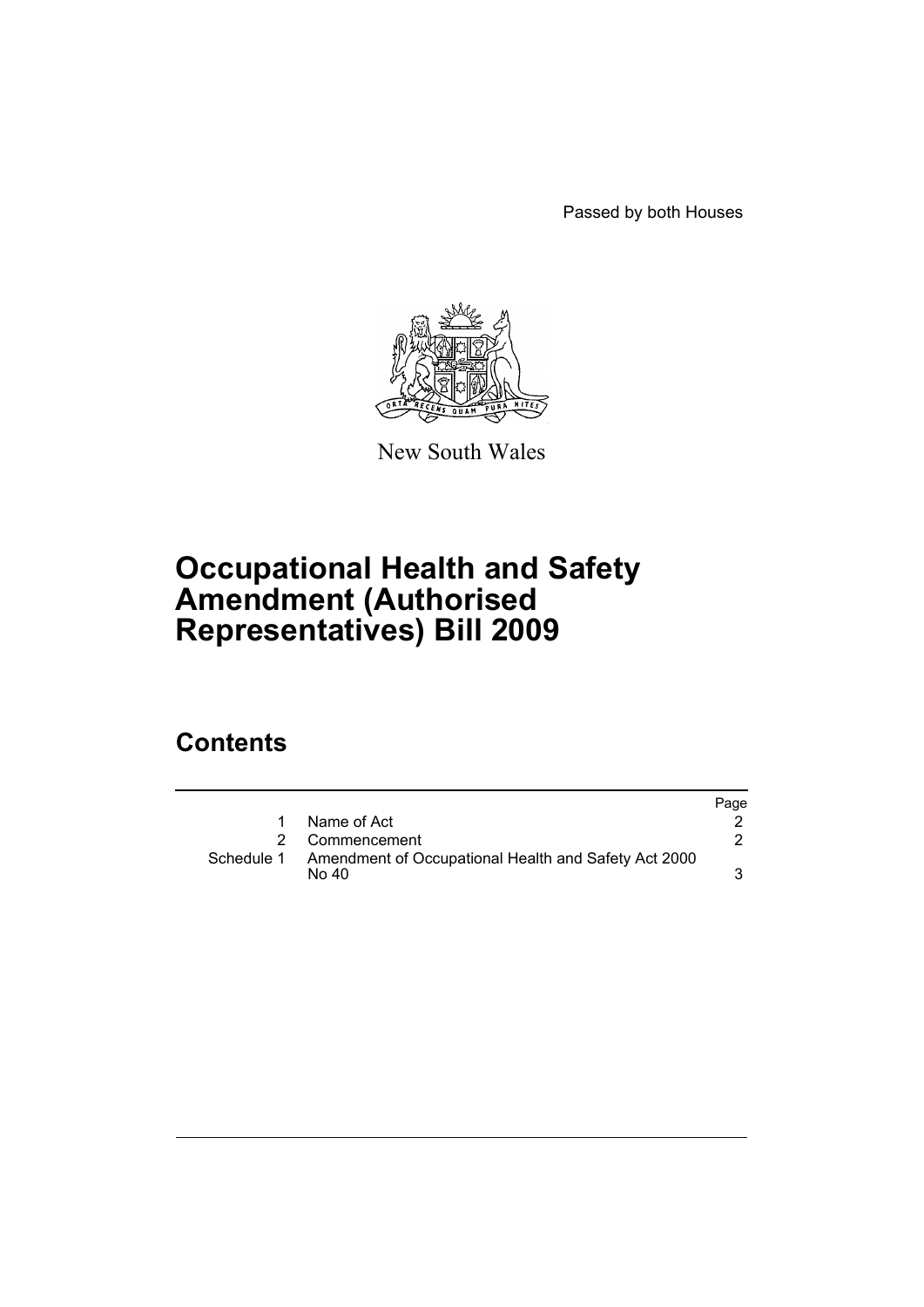Passed by both Houses

New South Wales

# Occupational Health and Safety Amendment (Authorised Representatives) Bill 2009

## Contents

| | | Page |
|---|---|---|
| 1 | Name of Act | 2 |
| 2 | Commencement | 2 |
| Schedule 1 | Amendment of Occupational Health and Safety Act 2000 No 40 | 3 |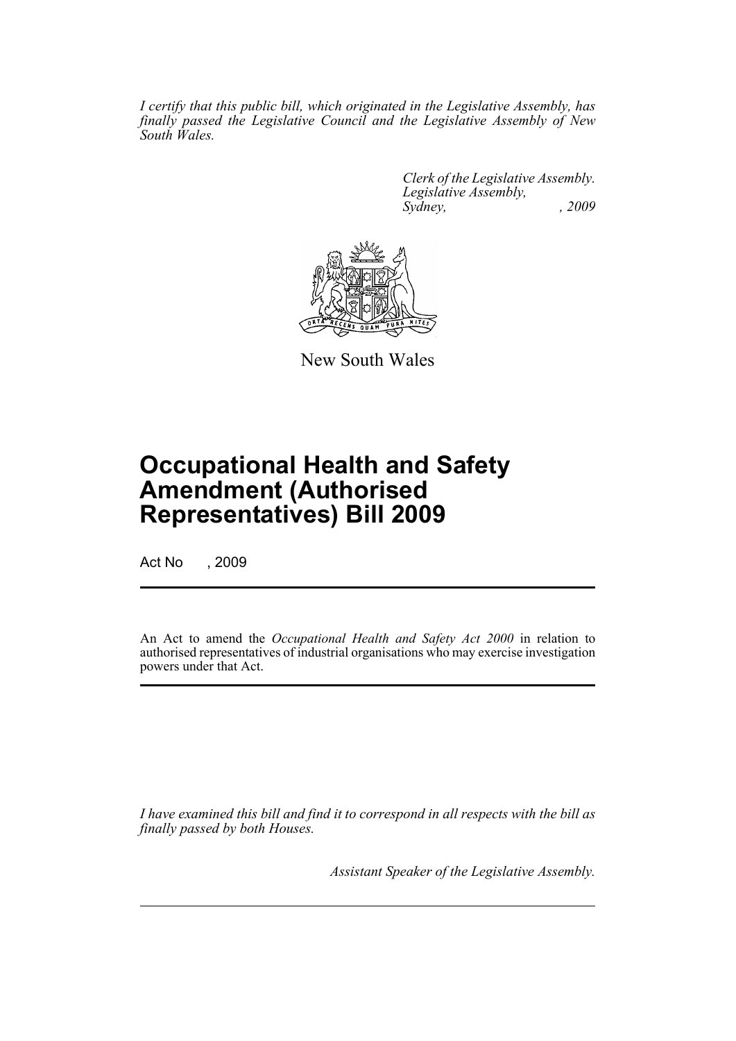*I certify that this public bill, which originated in the Legislative Assembly, has finally passed the Legislative Council and the Legislative Assembly of New South Wales.*

*Clerk of the Legislative Assembly.*
*Legislative Assembly,*
*Sydney, , 2009*

New South Wales

# Occupational Health and Safety Amendment (Authorised Representatives) Bill 2009

Act No , 2009

An Act to amend the *Occupational Health and Safety Act 2000* in relation to authorised representatives of industrial organisations who may exercise investigation powers under that Act.

*I have examined this bill and find it to correspond in all respects with the bill as finally passed by both Houses.*

*Assistant Speaker of the Legislative Assembly.*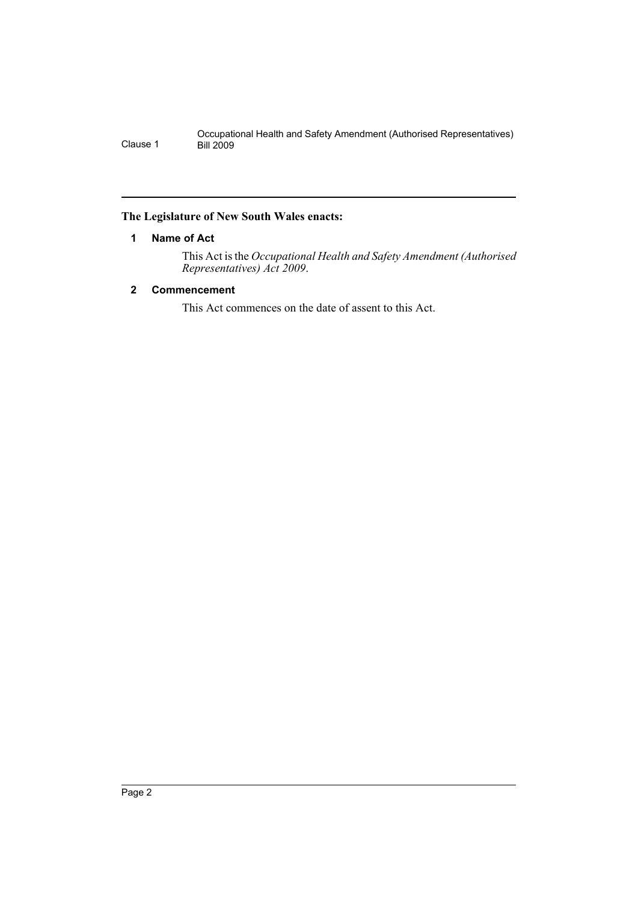**The Legislature of New South Wales enacts:**

### 1 Name of Act

This Act is the *Occupational Health and Safety Amendment (Authorised Representatives) Act 2009*.

### 2 Commencement

This Act commences on the date of assent to this Act.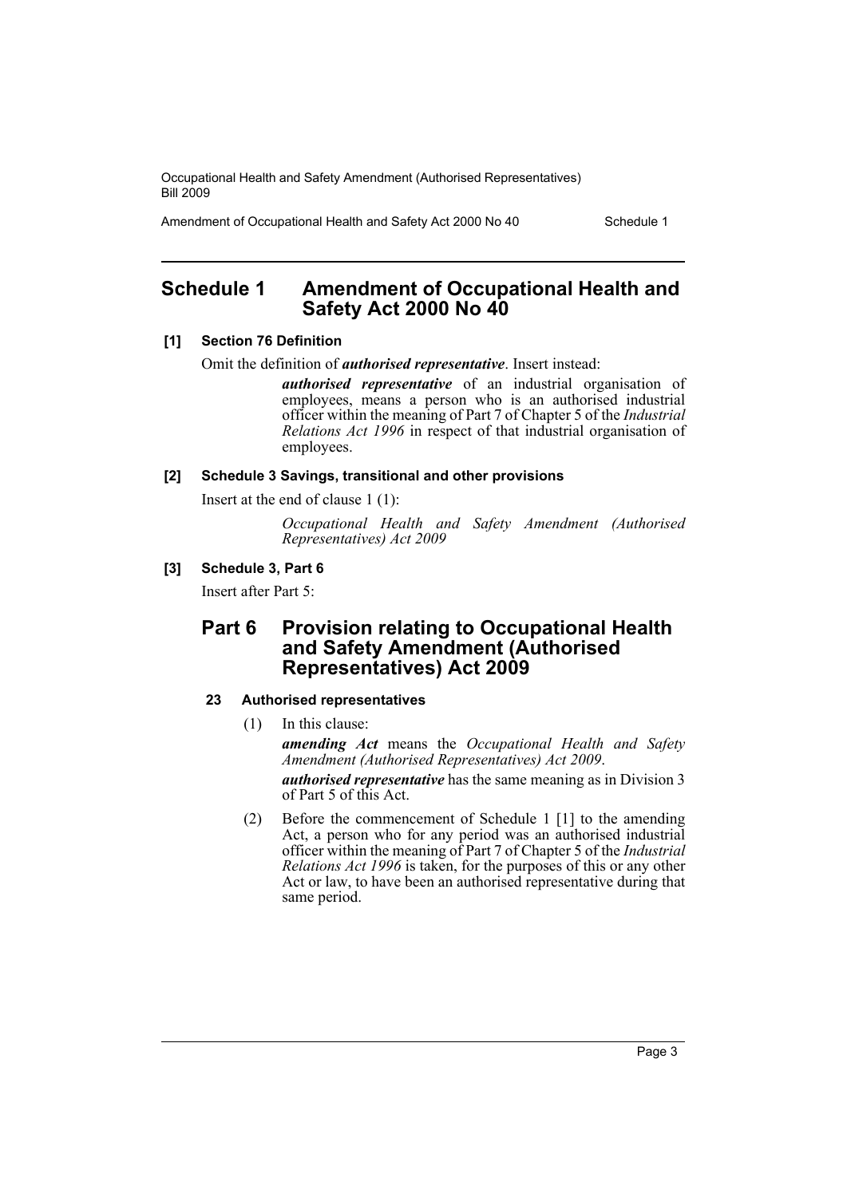# Schedule 1 Amendment of Occupational Health and Safety Act 2000 No 40

**[1] Section 76 Definition**

Omit the definition of ***authorised representative***. Insert instead:

> ***authorised representative*** of an industrial organisation of employees, means a person who is an authorised industrial officer within the meaning of Part 7 of Chapter 5 of the *Industrial Relations Act 1996* in respect of that industrial organisation of employees.

**[2] Schedule 3 Savings, transitional and other provisions**

Insert at the end of clause 1 (1):

> *Occupational Health and Safety Amendment (Authorised Representatives) Act 2009*

**[3] Schedule 3, Part 6**

Insert after Part 5:

## Part 6 Provision relating to Occupational Health and Safety Amendment (Authorised Representatives) Act 2009

**23 Authorised representatives**

(1) In this clause:

***amending Act*** means the *Occupational Health and Safety Amendment (Authorised Representatives) Act 2009*.

***authorised representative*** has the same meaning as in Division 3 of Part 5 of this Act.

(2) Before the commencement of Schedule 1 [1] to the amending Act, a person who for any period was an authorised industrial officer within the meaning of Part 7 of Chapter 5 of the *Industrial Relations Act 1996* is taken, for the purposes of this or any other Act or law, to have been an authorised representative during that same period.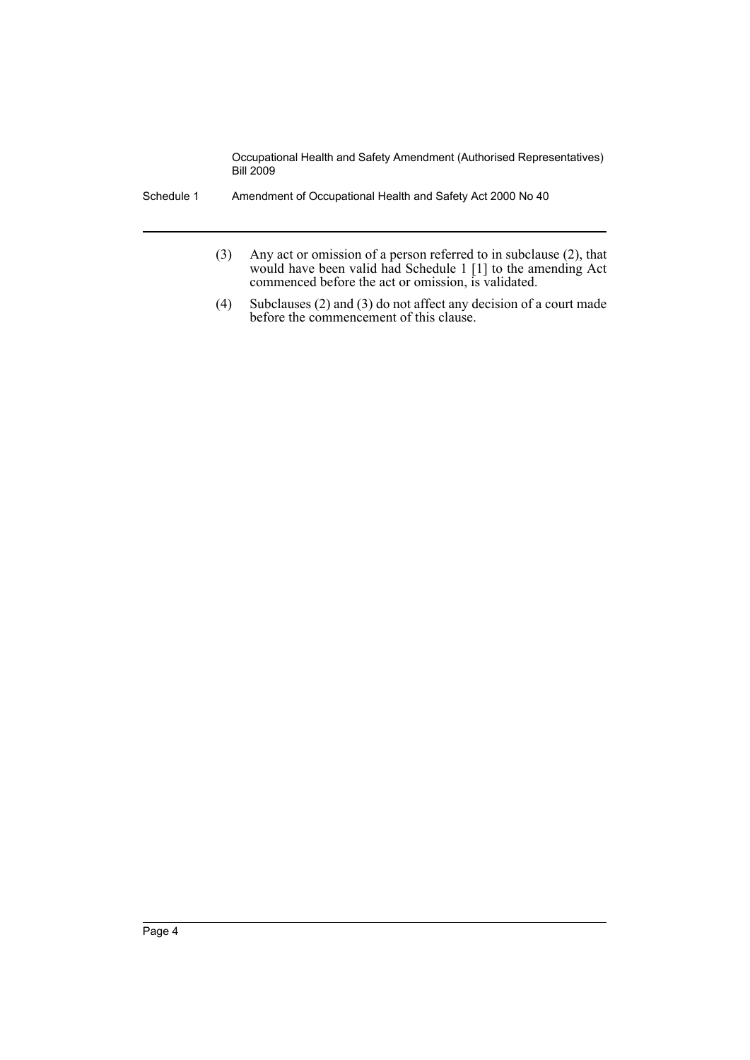(3) Any act or omission of a person referred to in subclause (2), that would have been valid had Schedule 1 [1] to the amending Act commenced before the act or omission, is validated.

(4) Subclauses (2) and (3) do not affect any decision of a court made before the commencement of this clause.